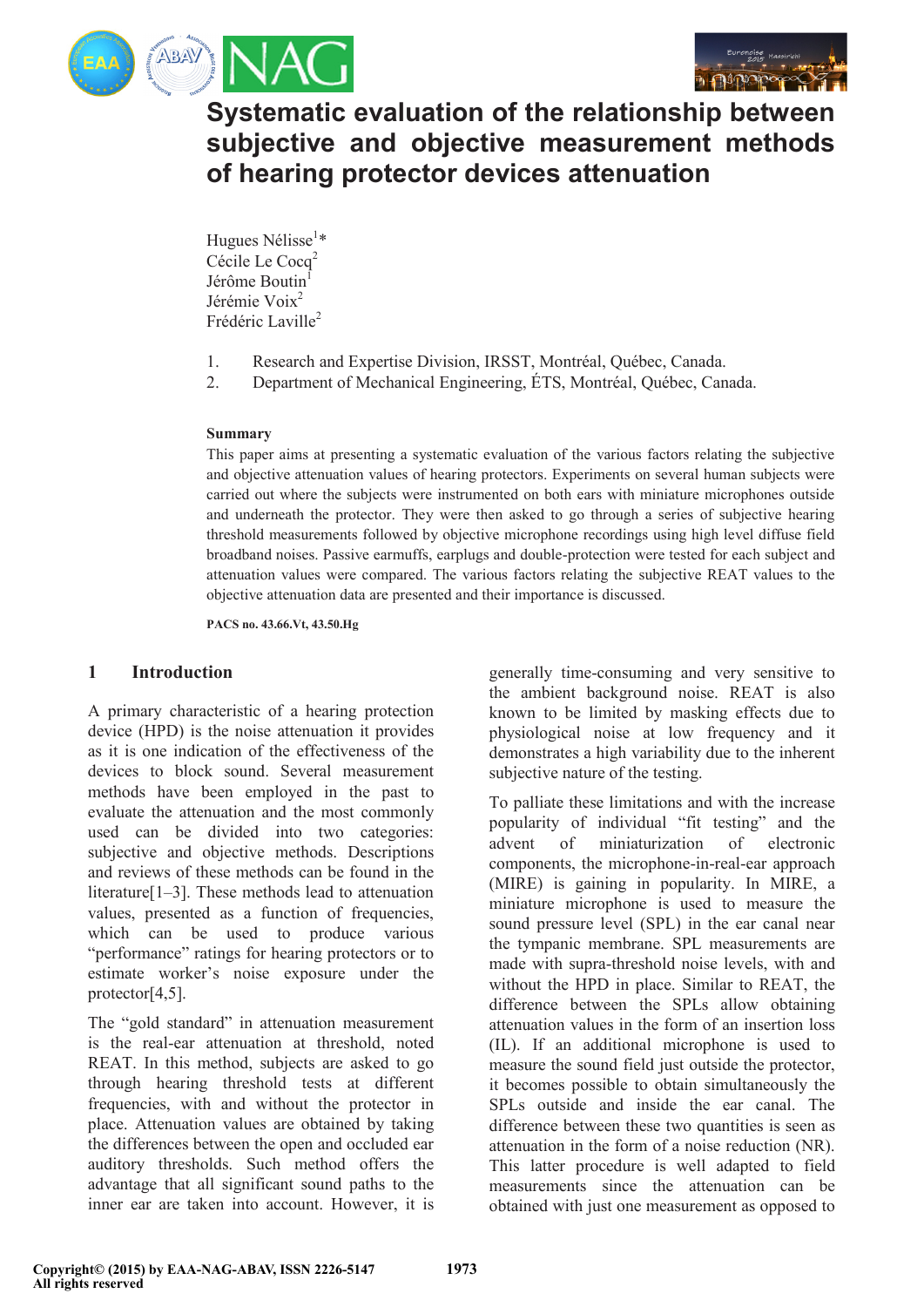# Systematic evaluation of the relationship between subjective and objective measurement methods of hearing protector devices attenuation

Hugues Nélisse[1]*
Cécile Le Cocq[2]
Jérôme Boutin[1]
Jérémie Voix[2]
Frédéric Laville[2]

1. Research and Expertise Division, IRSST, Montréal, Québec, Canada.
2. Department of Mechanical Engineering, ÉTS, Montréal, Québec, Canada.

### Summary

This paper aims at presenting a systematic evaluation of the various factors relating the subjective and objective attenuation values of hearing protectors. Experiments on several human subjects were carried out where the subjects were instrumented on both ears with miniature microphones outside and underneath the protector. They were then asked to go through a series of subjective hearing threshold measurements followed by objective microphone recordings using high level diffuse field broadband noises. Passive earmuffs, earplugs and double-protection were tested for each subject and attenuation values were compared. The various factors relating the subjective REAT values to the objective attenuation data are presented and their importance is discussed.

PACS no. 43.66.Vt, 43.50.Hg

## 1 Introduction

A primary characteristic of a hearing protection device (HPD) is the noise attenuation it provides as it is one indication of the effectiveness of the devices to block sound. Several measurement methods have been employed in the past to evaluate the attenuation and the most commonly used can be divided into two categories: subjective and objective methods. Descriptions and reviews of these methods can be found in the literature[1–3]. These methods lead to attenuation values, presented as a function of frequencies, which can be used to produce various "performance" ratings for hearing protectors or to estimate worker's noise exposure under the protector[4,5].

The "gold standard" in attenuation measurement is the real-ear attenuation at threshold, noted REAT. In this method, subjects are asked to go through hearing threshold tests at different frequencies, with and without the protector in place. Attenuation values are obtained by taking the differences between the open and occluded ear auditory thresholds. Such method offers the advantage that all significant sound paths to the inner ear are taken into account. However, it is generally time-consuming and very sensitive to the ambient background noise. REAT is also known to be limited by masking effects due to physiological noise at low frequency and it demonstrates a high variability due to the inherent subjective nature of the testing.

To palliate these limitations and with the increase popularity of individual "fit testing" and the advent of miniaturization of electronic components, the microphone-in-real-ear approach (MIRE) is gaining in popularity. In MIRE, a miniature microphone is used to measure the sound pressure level (SPL) in the ear canal near the tympanic membrane. SPL measurements are made with supra-threshold noise levels, with and without the HPD in place. Similar to REAT, the difference between the SPLs allow obtaining attenuation values in the form of an insertion loss (IL). If an additional microphone is used to measure the sound field just outside the protector, it becomes possible to obtain simultaneously the SPLs outside and inside the ear canal. The difference between these two quantities is seen as attenuation in the form of a noise reduction (NR). This latter procedure is well adapted to field measurements since the attenuation can be obtained with just one measurement as opposed to

Copyright© (2015) by EAA-NAG-ABAV, ISSN 2226-5147
All rights reserved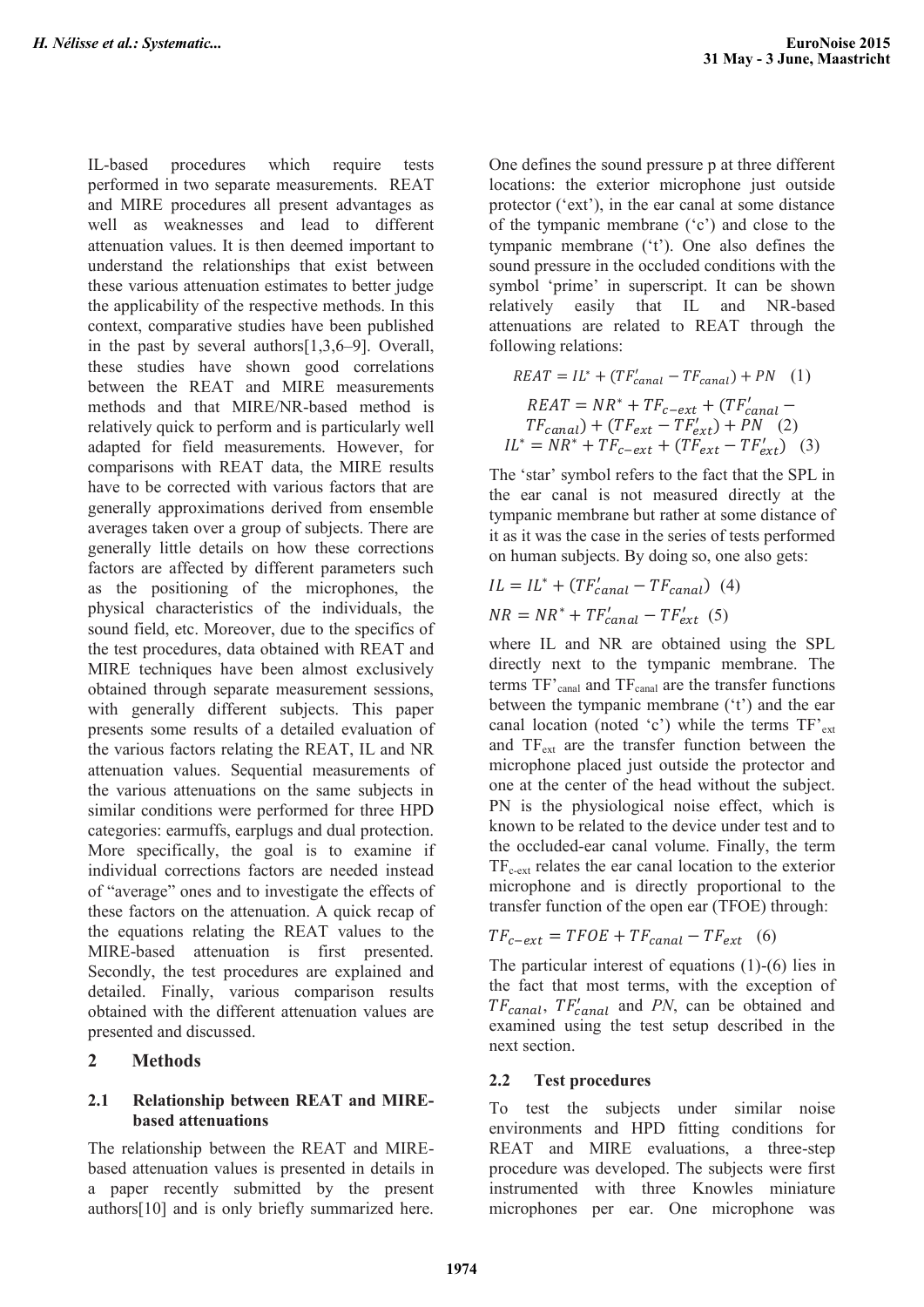IL-based procedures which require tests performed in two separate measurements. REAT and MIRE procedures all present advantages as well as weaknesses and lead to different attenuation values. It is then deemed important to understand the relationships that exist between these various attenuation estimates to better judge the applicability of the respective methods. In this context, comparative studies have been published in the past by several authors[1,3,6–9]. Overall, these studies have shown good correlations between the REAT and MIRE measurements methods and that MIRE/NR-based method is relatively quick to perform and is particularly well adapted for field measurements. However, for comparisons with REAT data, the MIRE results have to be corrected with various factors that are generally approximations derived from ensemble averages taken over a group of subjects. There are generally little details on how these corrections factors are affected by different parameters such as the positioning of the microphones, the physical characteristics of the individuals, the sound field, etc. Moreover, due to the specifics of the test procedures, data obtained with REAT and MIRE techniques have been almost exclusively obtained through separate measurement sessions, with generally different subjects. This paper presents some results of a detailed evaluation of the various factors relating the REAT, IL and NR attenuation values. Sequential measurements of the various attenuations on the same subjects in similar conditions were performed for three HPD categories: earmuffs, earplugs and dual protection. More specifically, the goal is to examine if individual corrections factors are needed instead of "average" ones and to investigate the effects of these factors on the attenuation. A quick recap of the equations relating the REAT values to the MIRE-based attenuation is first presented. Secondly, the test procedures are explained and detailed. Finally, various comparison results obtained with the different attenuation values are presented and discussed.

## 2 Methods

### 2.1 Relationship between REAT and MIRE-based attenuations

The relationship between the REAT and MIRE-based attenuation values is presented in details in a paper recently submitted by the present authors[10] and is only briefly summarized here. One defines the sound pressure p at three different locations: the exterior microphone just outside protector ('ext'), in the ear canal at some distance of the tympanic membrane ('c') and close to the tympanic membrane ('t'). One also defines the sound pressure in the occluded conditions with the symbol 'prime' in superscript. It can be shown relatively easily that IL and NR-based attenuations are related to REAT through the following relations:

$$REAT = IL^{*} + (TF'_{canal} - TF_{canal}) + PN \quad (1)$$

$$REAT = NR^{*} + TF_{c-ext} + (TF'_{canal} - TF_{canal}) + (TF_{ext} - TF'_{ext}) + PN \quad (2)$$

$$IL^{*} = NR^{*} + TF_{c-ext} + (TF_{ext} - TF'_{ext}) \quad (3)$$

The 'star' symbol refers to the fact that the SPL in the ear canal is not measured directly at the tympanic membrane but rather at some distance of it as it was the case in the series of tests performed on human subjects. By doing so, one also gets:

$$IL = IL^{*} + (TF'_{canal} - TF_{canal}) \quad (4)$$

$$NR = NR^{*} + TF'_{canal} - TF'_{ext} \quad (5)$$

where IL and NR are obtained using the SPL directly next to the tympanic membrane. The terms $TF'_{canal}$ and $TF_{canal}$ are the transfer functions between the tympanic membrane ('t') and the ear canal location (noted 'c') while the terms $TF'_{ext}$ and $TF_{ext}$ are the transfer function between the microphone placed just outside the protector and one at the center of the head without the subject. PN is the physiological noise effect, which is known to be related to the device under test and to the occluded-ear canal volume. Finally, the term $TF_{c-ext}$ relates the ear canal location to the exterior microphone and is directly proportional to the transfer function of the open ear (TFOE) through:

$$TF_{c-ext} = TFOE + TF_{canal} - TF_{ext} \quad (6)$$

The particular interest of equations (1)-(6) lies in the fact that most terms, with the exception of $TF_{canal}$, $TF'_{canal}$ and *PN*, can be obtained and examined using the test setup described in the next section.

### 2.2 Test procedures

To test the subjects under similar noise environments and HPD fitting conditions for REAT and MIRE evaluations, a three-step procedure was developed. The subjects were first instrumented with three Knowles miniature microphones per ear. One microphone was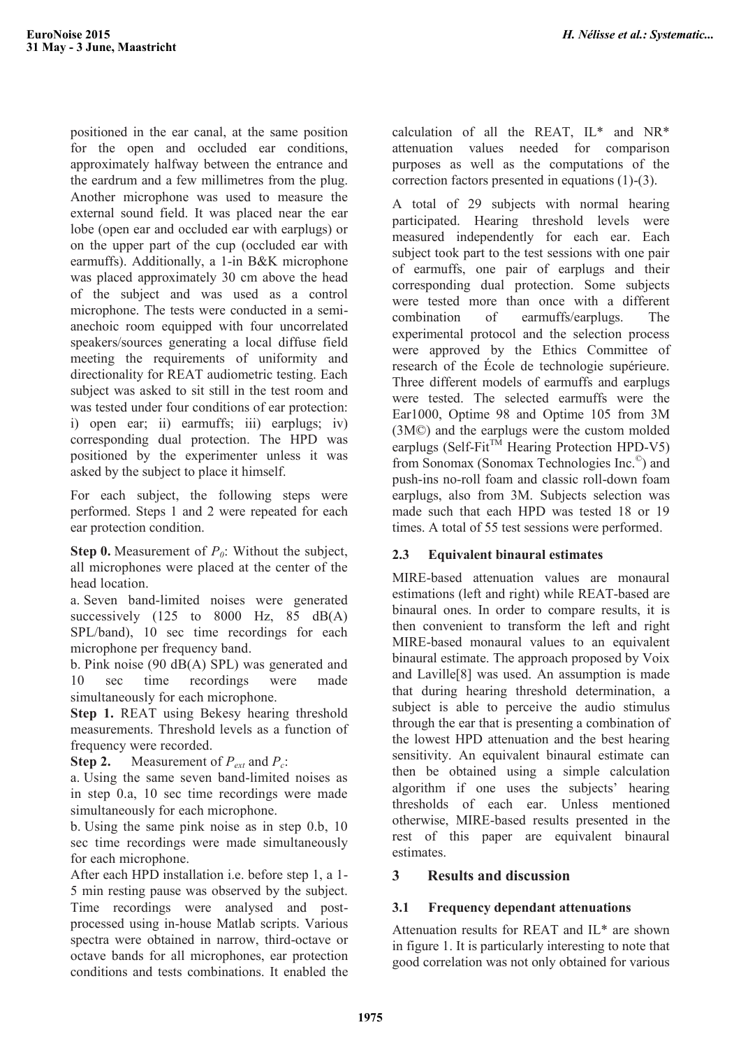positioned in the ear canal, at the same position for the open and occluded ear conditions, approximately halfway between the entrance and the eardrum and a few millimetres from the plug. Another microphone was used to measure the external sound field. It was placed near the ear lobe (open ear and occluded ear with earplugs) or on the upper part of the cup (occluded ear with earmuffs). Additionally, a 1-in B&K microphone was placed approximately 30 cm above the head of the subject and was used as a control microphone. The tests were conducted in a semi-anechoic room equipped with four uncorrelated speakers/sources generating a local diffuse field meeting the requirements of uniformity and directionality for REAT audiometric testing. Each subject was asked to sit still in the test room and was tested under four conditions of ear protection: i) open ear; ii) earmuffs; iii) earplugs; iv) corresponding dual protection. The HPD was positioned by the experimenter unless it was asked by the subject to place it himself.

For each subject, the following steps were performed. Steps 1 and 2 were repeated for each ear protection condition.

**Step 0.** Measurement of $P_0$: Without the subject, all microphones were placed at the center of the head location.

a. Seven band-limited noises were generated successively (125 to 8000 Hz, 85 dB(A) SPL/band), 10 sec time recordings for each microphone per frequency band.

b. Pink noise (90 dB(A) SPL) was generated and 10 sec time recordings were made simultaneously for each microphone.

**Step 1.** REAT using Bekesy hearing threshold measurements. Threshold levels as a function of frequency were recorded.

**Step 2.** Measurement of $P_{ext}$ and $P_c$:

a. Using the same seven band-limited noises as in step 0.a, 10 sec time recordings were made simultaneously for each microphone.

b. Using the same pink noise as in step 0.b, 10 sec time recordings were made simultaneously for each microphone.

After each HPD installation i.e. before step 1, a 1-5 min resting pause was observed by the subject. Time recordings were analysed and post-processed using in-house Matlab scripts. Various spectra were obtained in narrow, third-octave or octave bands for all microphones, ear protection conditions and tests combinations. It enabled the calculation of all the REAT, IL* and NR* attenuation values needed for comparison purposes as well as the computations of the correction factors presented in equations (1)-(3).

A total of 29 subjects with normal hearing participated. Hearing threshold levels were measured independently for each ear. Each subject took part to the test sessions with one pair of earmuffs, one pair of earplugs and their corresponding dual protection. Some subjects were tested more than once with a different combination of earmuffs/earplugs. The experimental protocol and the selection process were approved by the Ethics Committee of research of the École de technologie supérieure. Three different models of earmuffs and earplugs were tested. The selected earmuffs were the Ear1000, Optime 98 and Optime 105 from 3M (3M©) and the earplugs were the custom molded earplugs (Self-Fit™ Hearing Protection HPD-V5) from Sonomax (Sonomax Technologies Inc.©) and push-ins no-roll foam and classic roll-down foam earplugs, also from 3M. Subjects selection was made such that each HPD was tested 18 or 19 times. A total of 55 test sessions were performed.

### 2.3 Equivalent binaural estimates

MIRE-based attenuation values are monaural estimations (left and right) while REAT-based are binaural ones. In order to compare results, it is then convenient to transform the left and right MIRE-based monaural values to an equivalent binaural estimate. The approach proposed by Voix and Laville[8] was used. An assumption is made that during hearing threshold determination, a subject is able to perceive the audio stimulus through the ear that is presenting a combination of the lowest HPD attenuation and the best hearing sensitivity. An equivalent binaural estimate can then be obtained using a simple calculation algorithm if one uses the subjects' hearing thresholds of each ear. Unless mentioned otherwise, MIRE-based results presented in the rest of this paper are equivalent binaural estimates.

## 3 Results and discussion

### 3.1 Frequency dependant attenuations

Attenuation results for REAT and IL* are shown in figure 1. It is particularly interesting to note that good correlation was not only obtained for various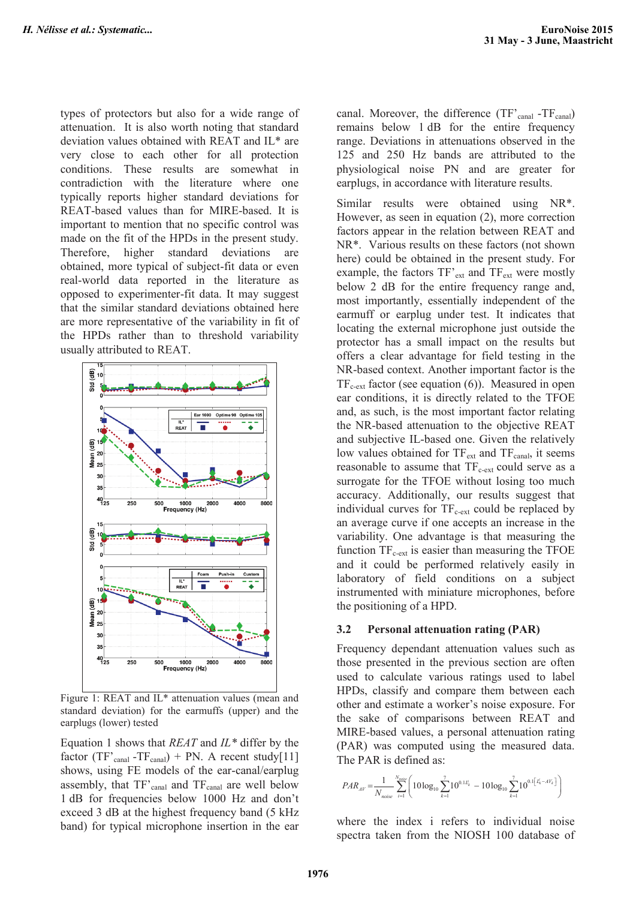types of protectors but also for a wide range of attenuation. It is also worth noting that standard deviation values obtained with REAT and IL* are very close to each other for all protection conditions. These results are somewhat in contradiction with the literature where one typically reports higher standard deviations for REAT-based values than for MIRE-based. It is important to mention that no specific control was made on the fit of the HPDs in the present study. Therefore, higher standard deviations are obtained, more typical of subject-fit data or even real-world data reported in the literature as opposed to experimenter-fit data. It may suggest that the similar standard deviations obtained here are more representative of the variability in fit of the HPDs rather than to threshold variability usually attributed to REAT.

Figure 1: REAT and IL* attenuation values (mean and standard deviation) for the earmuffs (upper) and the earplugs (lower) tested

Equation 1 shows that *REAT* and *IL\** differ by the factor ($TF'_{canal}$ -$TF_{canal}$) + PN. A recent study[11] shows, using FE models of the ear-canal/earplug assembly, that $TF'_{canal}$ and $TF_{canal}$ are well below 1 dB for frequencies below 1000 Hz and don't exceed 3 dB at the highest frequency band (5 kHz band) for typical microphone insertion in the ear canal. Moreover, the difference ($TF'_{canal}$ -$TF_{canal}$) remains below 1 dB for the entire frequency range. Deviations in attenuations observed in the 125 and 250 Hz bands are attributed to the physiological noise PN and are greater for earplugs, in accordance with literature results.

Similar results were obtained using NR\*. However, as seen in equation (2), more correction factors appear in the relation between REAT and NR\*. Various results on these factors (not shown here) could be obtained in the present study. For example, the factors $TF'_{ext}$ and $TF_{ext}$ were mostly below 2 dB for the entire frequency range and, most importantly, essentially independent of the earmuff or earplug under test. It indicates that locating the external microphone just outside the protector has a small impact on the results but offers a clear advantage for field testing in the NR-based context. Another important factor is the $TF_{c\text{-}ext}$ factor (see equation (6)). Measured in open ear conditions, it is directly related to the TFOE and, as such, is the most important factor relating the NR-based attenuation to the objective REAT and subjective IL-based one. Given the relatively low values obtained for $TF_{ext}$ and $TF_{canal}$, it seems reasonable to assume that $TF_{c\text{-}ext}$ could serve as a surrogate for the TFOE without losing too much accuracy. Additionally, our results suggest that individual curves for $TF_{c\text{-}ext}$ could be replaced by an average curve if one accepts an increase in the variability. One advantage is that measuring the function $TF_{c\text{-}ext}$ is easier than measuring the TFOE and it could be performed relatively easily in laboratory of field conditions on a subject instrumented with miniature microphones, before the positioning of a HPD.

## 3.2 Personal attenuation rating (PAR)

Frequency dependant attenuation values such as those presented in the previous section are often used to calculate various ratings used to label HPDs, classify and compare them between each other and estimate a worker's noise exposure. For the sake of comparisons between REAT and MIRE-based values, a personal attenuation rating (PAR) was computed using the measured data. The PAR is defined as:

$$PAR_{AV} = \frac{1}{N_{noise}} \sum_{i=1}^{N_{noise}} \left( 10\log_{10} \sum_{k=1}^{7} 10^{0.1L_k^i} - 10\log_{10} \sum_{k=1}^{7} 10^{0.1\left[L_k^i - AV_k\right]} \right)$$

where the index i refers to individual noise spectra taken from the NIOSH 100 database of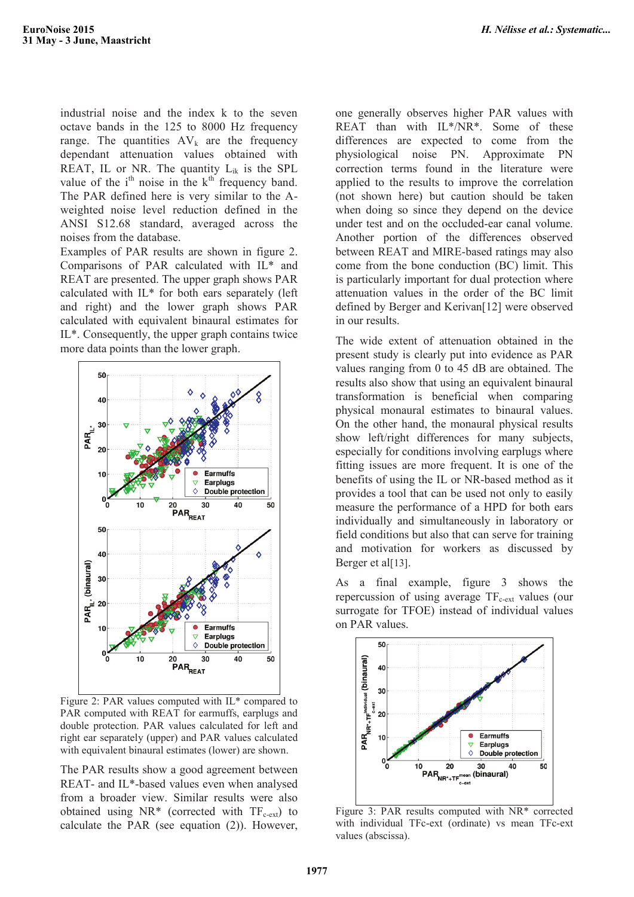industrial noise and the index k to the seven octave bands in the 125 to 8000 Hz frequency range. The quantities $AV_k$ are the frequency dependant attenuation values obtained with REAT, IL or NR. The quantity $L_{ik}$ is the SPL value of the $i^{th}$ noise in the $k^{th}$ frequency band. The PAR defined here is very similar to the A-weighted noise level reduction defined in the ANSI S12.68 standard, averaged across the noises from the database.

Examples of PAR results are shown in figure 2. Comparisons of PAR calculated with IL* and REAT are presented. The upper graph shows PAR calculated with IL* for both ears separately (left and right) and the lower graph shows PAR calculated with equivalent binaural estimates for IL*. Consequently, the upper graph contains twice more data points than the lower graph.

Figure 2: PAR values computed with IL* compared to PAR computed with REAT for earmuffs, earplugs and double protection. PAR values calculated for left and right ear separately (upper) and PAR values calculated with equivalent binaural estimates (lower) are shown.

The PAR results show a good agreement between REAT- and IL*-based values even when analysed from a broader view. Similar results were also obtained using NR* (corrected with $TF_{c\text{-}ext}$) to calculate the PAR (see equation (2)). However, one generally observes higher PAR values with REAT than with IL*/NR*. Some of these differences are expected to come from the physiological noise PN. Approximate PN correction terms found in the literature were applied to the results to improve the correlation (not shown here) but caution should be taken when doing so since they depend on the device under test and on the occluded-ear canal volume. Another portion of the differences observed between REAT and MIRE-based ratings may also come from the bone conduction (BC) limit. This is particularly important for dual protection where attenuation values in the order of the BC limit defined by Berger and Kerivan[12] were observed in our results.

The wide extent of attenuation obtained in the present study is clearly put into evidence as PAR values ranging from 0 to 45 dB are obtained. The results also show that using an equivalent binaural transformation is beneficial when comparing physical monaural estimates to binaural values. On the other hand, the monaural physical results show left/right differences for many subjects, especially for conditions involving earplugs where fitting issues are more frequent. It is one of the benefits of using the IL or NR-based method as it provides a tool that can be used not only to easily measure the performance of a HPD for both ears individually and simultaneously in laboratory or field conditions but also that can serve for training and motivation for workers as discussed by Berger et al[13].

As a final example, figure 3 shows the repercussion of using average $TF_{c\text{-}ext}$ values (our surrogate for TFOE) instead of individual values on PAR values.

Figure 3: PAR results computed with NR* corrected with individual TFc-ext (ordinate) vs mean TFc-ext values (abscissa).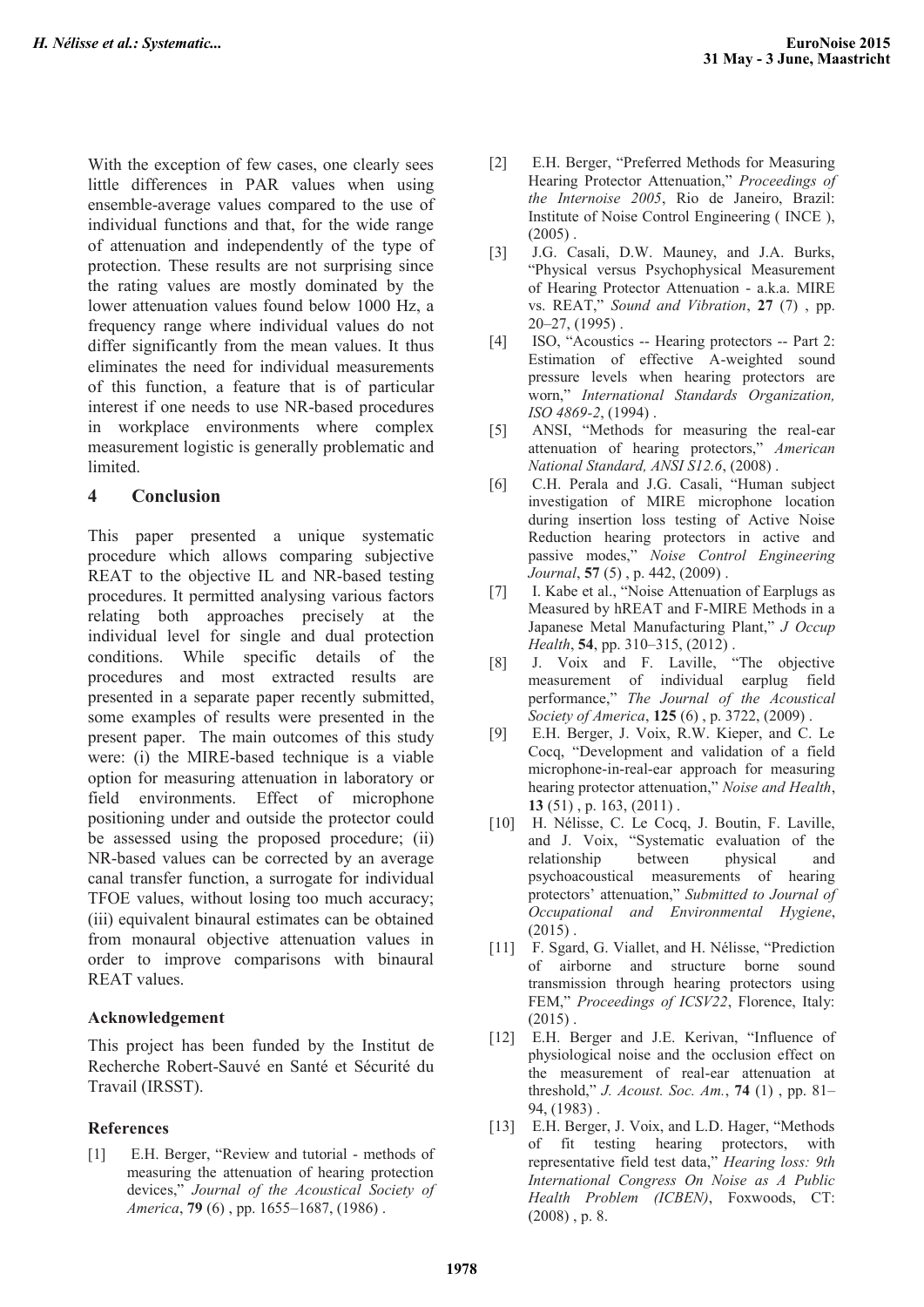With the exception of few cases, one clearly sees little differences in PAR values when using ensemble-average values compared to the use of individual functions and that, for the wide range of attenuation and independently of the type of protection. These results are not surprising since the rating values are mostly dominated by the lower attenuation values found below 1000 Hz, a frequency range where individual values do not differ significantly from the mean values. It thus eliminates the need for individual measurements of this function, a feature that is of particular interest if one needs to use NR-based procedures in workplace environments where complex measurement logistic is generally problematic and limited.

## 4 Conclusion

This paper presented a unique systematic procedure which allows comparing subjective REAT to the objective IL and NR-based testing procedures. It permitted analysing various factors relating both approaches precisely at the individual level for single and dual protection conditions. While specific details of the procedures and most extracted results are presented in a separate paper recently submitted, some examples of results were presented in the present paper. The main outcomes of this study were: (i) the MIRE-based technique is a viable option for measuring attenuation in laboratory or field environments. Effect of microphone positioning under and outside the protector could be assessed using the proposed procedure; (ii) NR-based values can be corrected by an average canal transfer function, a surrogate for individual TFOE values, without losing too much accuracy; (iii) equivalent binaural estimates can be obtained from monaural objective attenuation values in order to improve comparisons with binaural REAT values.

### Acknowledgement

This project has been funded by the Institut de Recherche Robert-Sauvé en Santé et Sécurité du Travail (IRSST).

### References

[1] E.H. Berger, "Review and tutorial - methods of measuring the attenuation of hearing protection devices," *Journal of the Acoustical Society of America*, **79** (6) , pp. 1655–1687, (1986) .

[2] E.H. Berger, "Preferred Methods for Measuring Hearing Protector Attenuation," *Proceedings of the Internoise 2005*, Rio de Janeiro, Brazil: Institute of Noise Control Engineering ( INCE ), (2005) .

[3] J.G. Casali, D.W. Mauney, and J.A. Burks, "Physical versus Psychophysical Measurement of Hearing Protector Attenuation - a.k.a. MIRE vs. REAT," *Sound and Vibration*, **27** (7) , pp. 20–27, (1995) .

[4] ISO, "Acoustics -- Hearing protectors -- Part 2: Estimation of effective A-weighted sound pressure levels when hearing protectors are worn," *International Standards Organization, ISO 4869-2*, (1994) .

[5] ANSI, "Methods for measuring the real-ear attenuation of hearing protectors," *American National Standard, ANSI S12.6*, (2008) .

[6] C.H. Perala and J.G. Casali, "Human subject investigation of MIRE microphone location during insertion loss testing of Active Noise Reduction hearing protectors in active and passive modes," *Noise Control Engineering Journal*, **57** (5) , p. 442, (2009) .

[7] I. Kabe et al., "Noise Attenuation of Earplugs as Measured by hREAT and F-MIRE Methods in a Japanese Metal Manufacturing Plant," *J Occup Health*, **54**, pp. 310–315, (2012) .

[8] J. Voix and F. Laville, "The objective measurement of individual earplug field performance," *The Journal of the Acoustical Society of America*, **125** (6) , p. 3722, (2009) .

[9] E.H. Berger, J. Voix, R.W. Kieper, and C. Le Cocq, "Development and validation of a field microphone-in-real-ear approach for measuring hearing protector attenuation," *Noise and Health*, **13** (51) , p. 163, (2011) .

[10] H. Nélisse, C. Le Cocq, J. Boutin, F. Laville, and J. Voix, "Systematic evaluation of the relationship between physical and psychoacoustical measurements of hearing protectors' attenuation," *Submitted to Journal of Occupational and Environmental Hygiene*, (2015) .

[11] F. Sgard, G. Viallet, and H. Nélisse, "Prediction of airborne and structure borne sound transmission through hearing protectors using FEM," *Proceedings of ICSV22*, Florence, Italy: (2015) .

[12] E.H. Berger and J.E. Kerivan, "Influence of physiological noise and the occlusion effect on the measurement of real-ear attenuation at threshold," *J. Acoust. Soc. Am.*, **74** (1) , pp. 81–94, (1983) .

[13] E.H. Berger, J. Voix, and L.D. Hager, "Methods of fit testing hearing protectors, with representative field test data," *Hearing loss: 9th International Congress On Noise as A Public Health Problem (ICBEN)*, Foxwoods, CT: (2008) , p. 8.